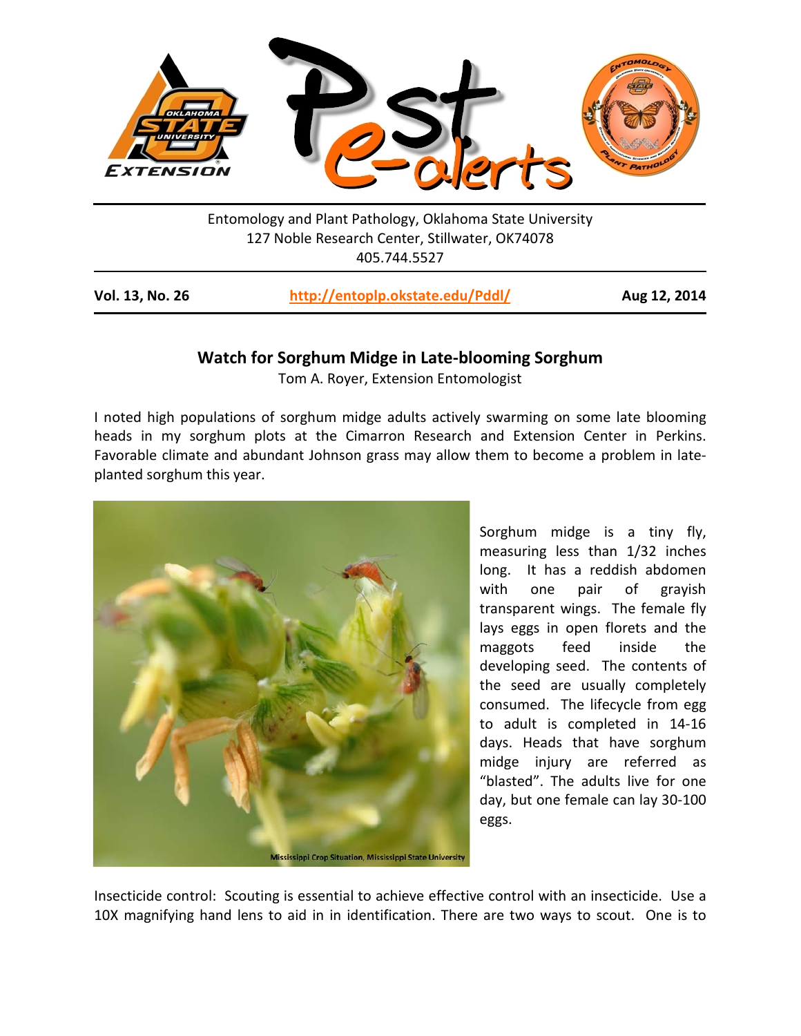Entomology and Plant Pathology, Oklahoma State University
127 Noble Research Center, Stillwater, OK74078
405.744.5527

**Vol. 13, No. 26** &nbsp;&nbsp;&nbsp; **http://entoplp.okstate.edu/Pddl/** &nbsp;&nbsp;&nbsp; **Aug 12, 2014**

## Watch for Sorghum Midge in Late-blooming Sorghum

Tom A. Royer, Extension Entomologist

I noted high populations of sorghum midge adults actively swarming on some late blooming heads in my sorghum plots at the Cimarron Research and Extension Center in Perkins. Favorable climate and abundant Johnson grass may allow them to become a problem in late-planted sorghum this year.

Mississippi Crop Situation, Mississippi State University

Sorghum midge is a tiny fly, measuring less than 1/32 inches long. It has a reddish abdomen with one pair of grayish transparent wings. The female fly lays eggs in open florets and the maggots feed inside the developing seed. The contents of the seed are usually completely consumed. The lifecycle from egg to adult is completed in 14-16 days. Heads that have sorghum midge injury are referred as "blasted". The adults live for one day, but one female can lay 30-100 eggs.

Insecticide control: Scouting is essential to achieve effective control with an insecticide. Use a 10X magnifying hand lens to aid in in identification. There are two ways to scout. One is to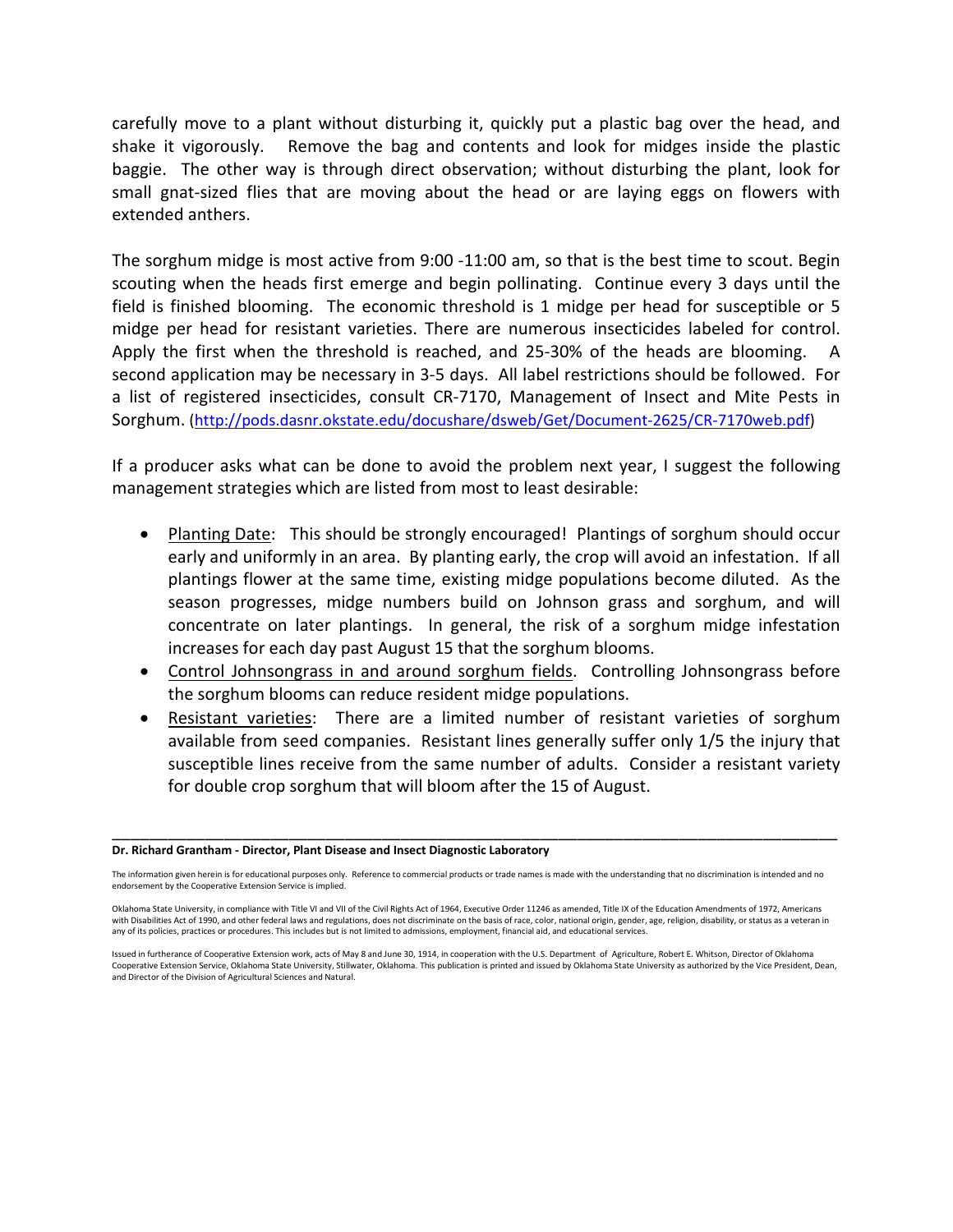carefully move to a plant without disturbing it, quickly put a plastic bag over the head, and shake it vigorously. Remove the bag and contents and look for midges inside the plastic baggie. The other way is through direct observation; without disturbing the plant, look for small gnat-sized flies that are moving about the head or are laying eggs on flowers with extended anthers.

The sorghum midge is most active from 9:00 -11:00 am, so that is the best time to scout. Begin scouting when the heads first emerge and begin pollinating. Continue every 3 days until the field is finished blooming. The economic threshold is 1 midge per head for susceptible or 5 midge per head for resistant varieties. There are numerous insecticides labeled for control. Apply the first when the threshold is reached, and 25-30% of the heads are blooming. A second application may be necessary in 3-5 days. All label restrictions should be followed. For a list of registered insecticides, consult CR-7170, Management of Insect and Mite Pests in Sorghum. (http://pods.dasnr.okstate.edu/docushare/dsweb/Get/Document-2625/CR-7170web.pdf)

If a producer asks what can be done to avoid the problem next year, I suggest the following management strategies which are listed from most to least desirable:

- Planting Date: This should be strongly encouraged! Plantings of sorghum should occur early and uniformly in an area. By planting early, the crop will avoid an infestation. If all plantings flower at the same time, existing midge populations become diluted. As the season progresses, midge numbers build on Johnson grass and sorghum, and will concentrate on later plantings. In general, the risk of a sorghum midge infestation increases for each day past August 15 that the sorghum blooms.
- Control Johnsongrass in and around sorghum fields. Controlling Johnsongrass before the sorghum blooms can reduce resident midge populations.
- Resistant varieties: There are a limited number of resistant varieties of sorghum available from seed companies. Resistant lines generally suffer only 1/5 the injury that susceptible lines receive from the same number of adults. Consider a resistant variety for double crop sorghum that will bloom after the 15 of August.

---

**Dr. Richard Grantham - Director, Plant Disease and Insect Diagnostic Laboratory**

The information given herein is for educational purposes only. Reference to commercial products or trade names is made with the understanding that no discrimination is intended and no endorsement by the Cooperative Extension Service is implied.

Oklahoma State University, in compliance with Title VI and VII of the Civil Rights Act of 1964, Executive Order 11246 as amended, Title IX of the Education Amendments of 1972, Americans with Disabilities Act of 1990, and other federal laws and regulations, does not discriminate on the basis of race, color, national origin, gender, age, religion, disability, or status as a veteran in any of its policies, practices or procedures. This includes but is not limited to admissions, employment, financial aid, and educational services.

Issued in furtherance of Cooperative Extension work, acts of May 8 and June 30, 1914, in cooperation with the U.S. Department of Agriculture, Robert E. Whitson, Director of Oklahoma Cooperative Extension Service, Oklahoma State University, Stillwater, Oklahoma. This publication is printed and issued by Oklahoma State University as authorized by the Vice President, Dean, and Director of the Division of Agricultural Sciences and Natural.